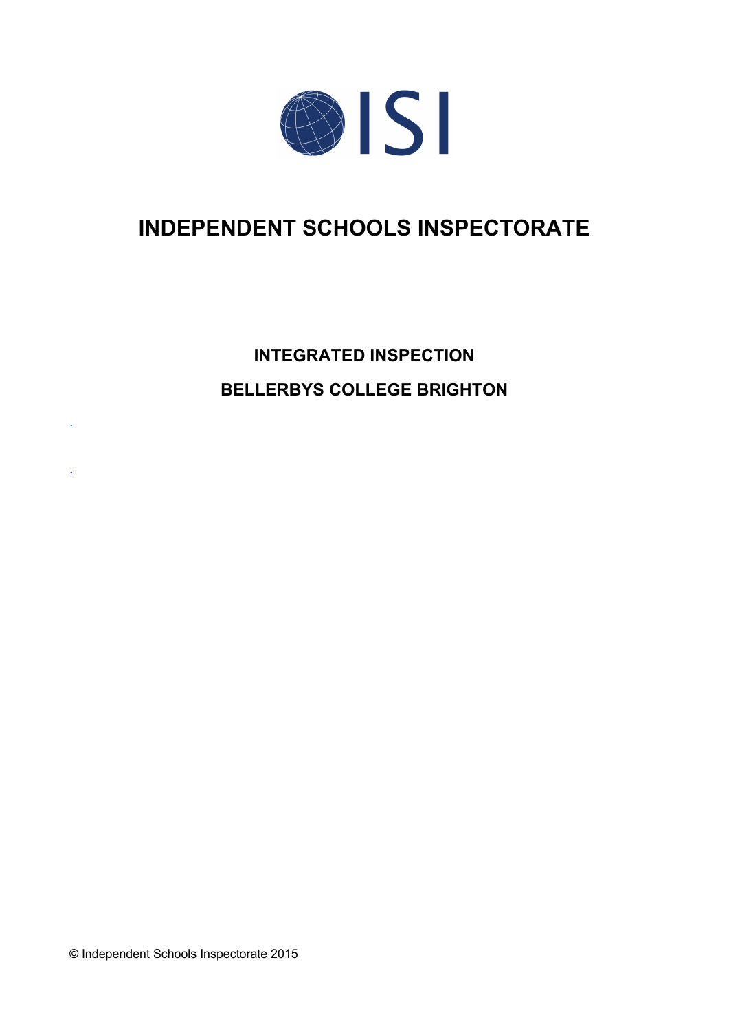ISI

# INDEPENDENT SCHOOLS INSPECTORATE

## INTEGRATED INSPECTION

## BELLERBYS COLLEGE BRIGHTON

© Independent Schools Inspectorate 2015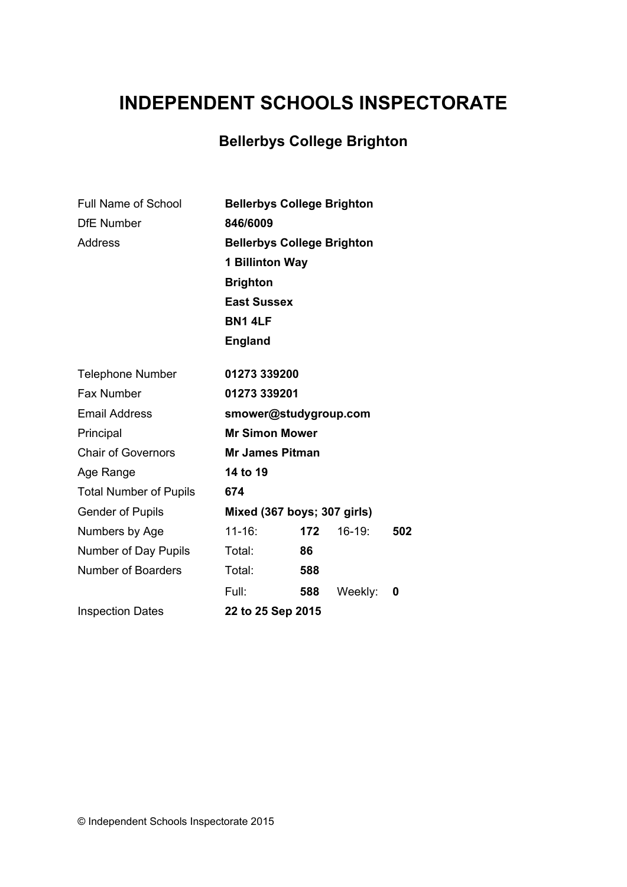# INDEPENDENT SCHOOLS INSPECTORATE

## Bellerbys College Brighton

| | | | | |
|---|---|---|---|---|
| Full Name of School | **Bellerbys College Brighton** | | | |
| DfE Number | **846/6009** | | | |
| Address | **Bellerbys College Brighton** | | | |
| | **1 Billinton Way** | | | |
| | **Brighton** | | | |
| | **East Sussex** | | | |
| | **BN1 4LF** | | | |
| | **England** | | | |
| Telephone Number | **01273 339200** | | | |
| Fax Number | **01273 339201** | | | |
| Email Address | **smower@studygroup.com** | | | |
| Principal | **Mr Simon Mower** | | | |
| Chair of Governors | **Mr James Pitman** | | | |
| Age Range | **14 to 19** | | | |
| Total Number of Pupils | **674** | | | |
| Gender of Pupils | **Mixed (367 boys; 307 girls)** | | | |
| Numbers by Age | 11-16: | **172** | 16-19: | **502** |
| Number of Day Pupils | Total: | **86** | | |
| Number of Boarders | Total: | **588** | | |
| | Full: | **588** | Weekly: | **0** |
| Inspection Dates | **22 to 25 Sep 2015** | | | |

© Independent Schools Inspectorate 2015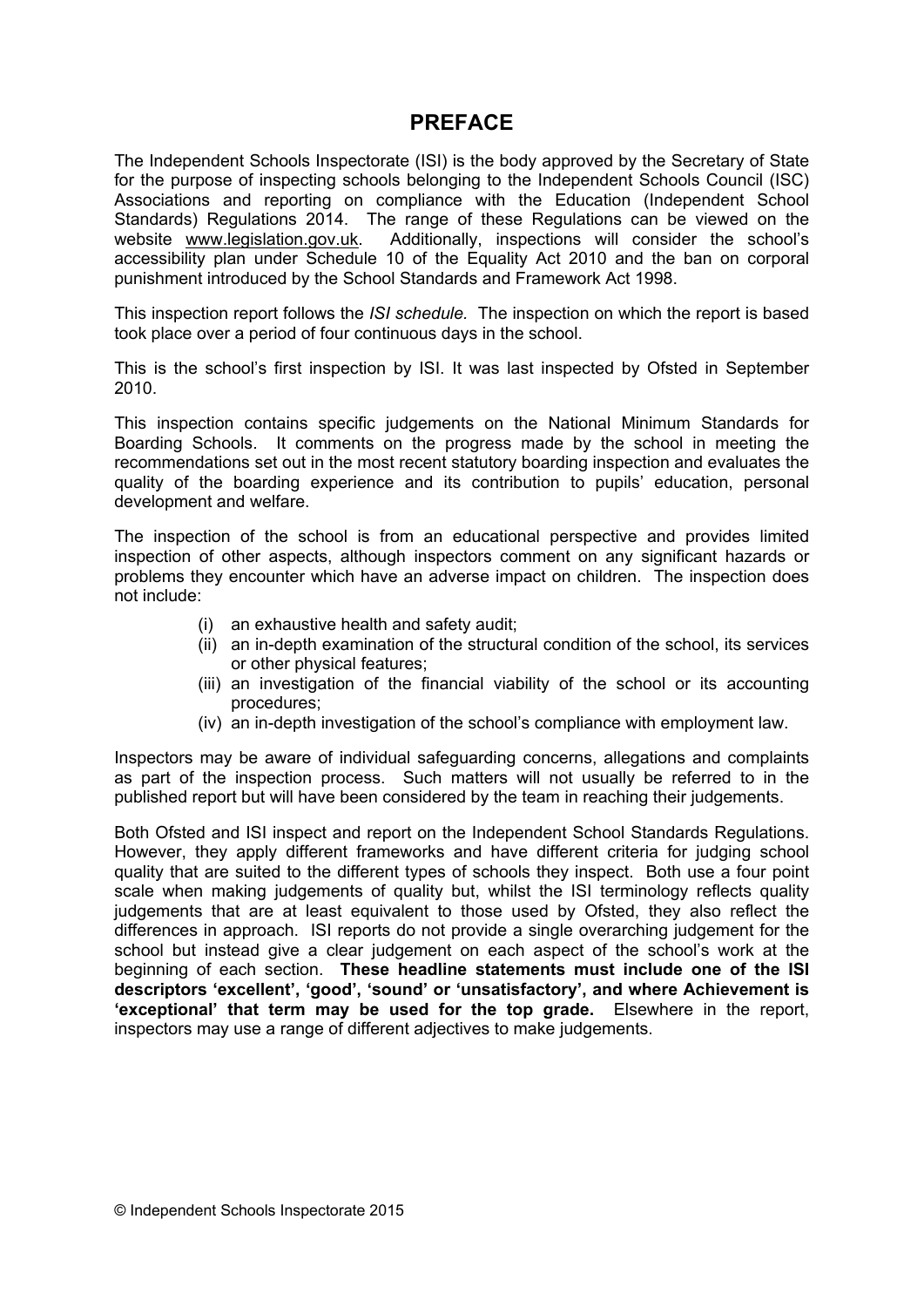# PREFACE

The Independent Schools Inspectorate (ISI) is the body approved by the Secretary of State for the purpose of inspecting schools belonging to the Independent Schools Council (ISC) Associations and reporting on compliance with the Education (Independent School Standards) Regulations 2014. The range of these Regulations can be viewed on the website www.legislation.gov.uk. Additionally, inspections will consider the school's accessibility plan under Schedule 10 of the Equality Act 2010 and the ban on corporal punishment introduced by the School Standards and Framework Act 1998.

This inspection report follows the *ISI schedule.* The inspection on which the report is based took place over a period of four continuous days in the school.

This is the school's first inspection by ISI. It was last inspected by Ofsted in September 2010.

This inspection contains specific judgements on the National Minimum Standards for Boarding Schools. It comments on the progress made by the school in meeting the recommendations set out in the most recent statutory boarding inspection and evaluates the quality of the boarding experience and its contribution to pupils' education, personal development and welfare.

The inspection of the school is from an educational perspective and provides limited inspection of other aspects, although inspectors comment on any significant hazards or problems they encounter which have an adverse impact on children. The inspection does not include:

- (i) an exhaustive health and safety audit;
- (ii) an in-depth examination of the structural condition of the school, its services or other physical features;
- (iii) an investigation of the financial viability of the school or its accounting procedures;
- (iv) an in-depth investigation of the school's compliance with employment law.

Inspectors may be aware of individual safeguarding concerns, allegations and complaints as part of the inspection process. Such matters will not usually be referred to in the published report but will have been considered by the team in reaching their judgements.

Both Ofsted and ISI inspect and report on the Independent School Standards Regulations. However, they apply different frameworks and have different criteria for judging school quality that are suited to the different types of schools they inspect. Both use a four point scale when making judgements of quality but, whilst the ISI terminology reflects quality judgements that are at least equivalent to those used by Ofsted, they also reflect the differences in approach. ISI reports do not provide a single overarching judgement for the school but instead give a clear judgement on each aspect of the school's work at the beginning of each section. **These headline statements must include one of the ISI descriptors 'excellent', 'good', 'sound' or 'unsatisfactory', and where Achievement is 'exceptional' that term may be used for the top grade.** Elsewhere in the report, inspectors may use a range of different adjectives to make judgements.

© Independent Schools Inspectorate 2015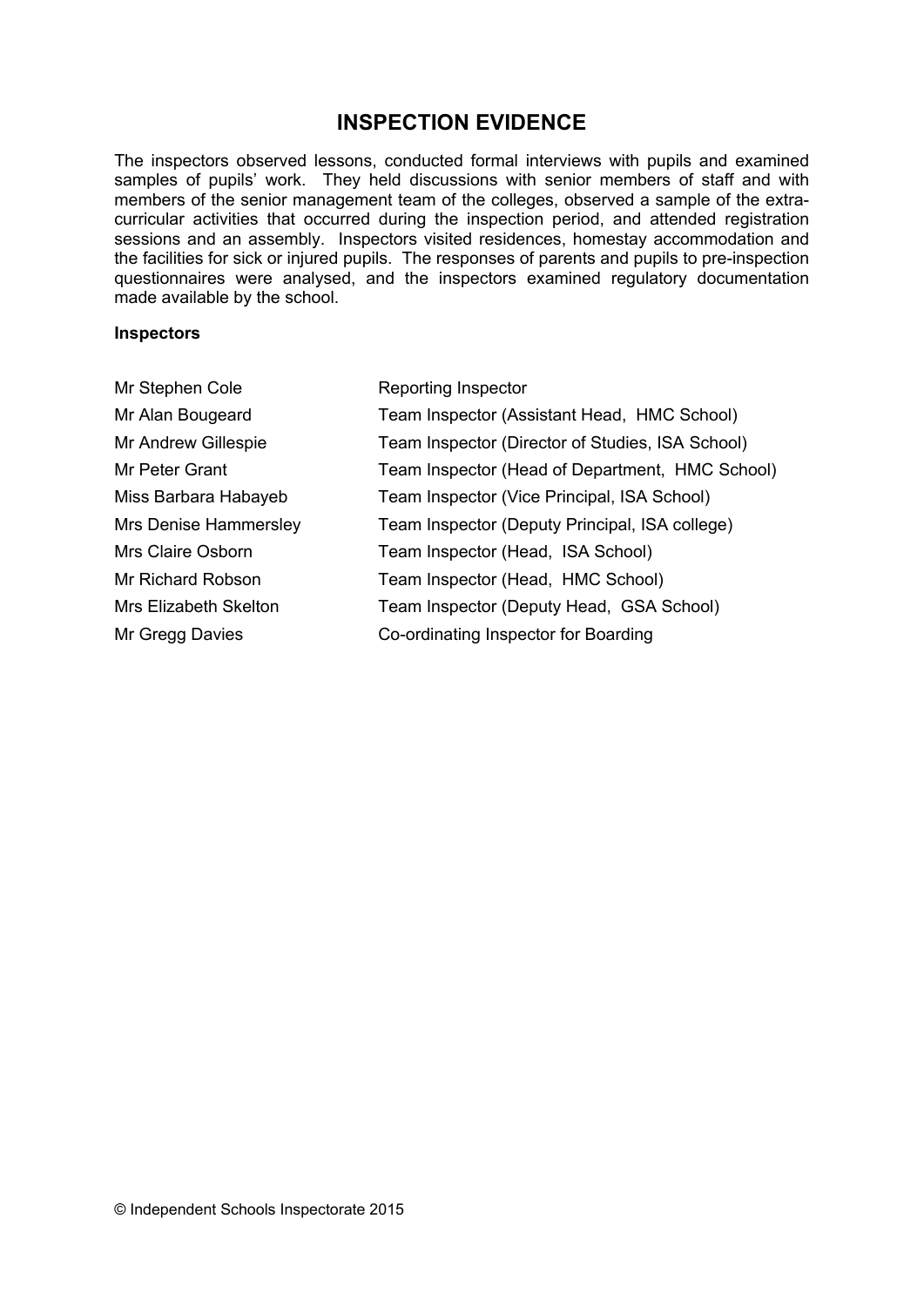# INSPECTION EVIDENCE

The inspectors observed lessons, conducted formal interviews with pupils and examined samples of pupils' work. They held discussions with senior members of staff and with members of the senior management team of the colleges, observed a sample of the extra-curricular activities that occurred during the inspection period, and attended registration sessions and an assembly. Inspectors visited residences, homestay accommodation and the facilities for sick or injured pupils. The responses of parents and pupils to pre-inspection questionnaires were analysed, and the inspectors examined regulatory documentation made available by the school.

**Inspectors**

| | |
|---|---|
| Mr Stephen Cole | Reporting Inspector |
| Mr Alan Bougeard | Team Inspector (Assistant Head, HMC School) |
| Mr Andrew Gillespie | Team Inspector (Director of Studies, ISA School) |
| Mr Peter Grant | Team Inspector (Head of Department, HMC School) |
| Miss Barbara Habayeb | Team Inspector (Vice Principal, ISA School) |
| Mrs Denise Hammersley | Team Inspector (Deputy Principal, ISA college) |
| Mrs Claire Osborn | Team Inspector (Head, ISA School) |
| Mr Richard Robson | Team Inspector (Head, HMC School) |
| Mrs Elizabeth Skelton | Team Inspector (Deputy Head, GSA School) |
| Mr Gregg Davies | Co-ordinating Inspector for Boarding |

© Independent Schools Inspectorate 2015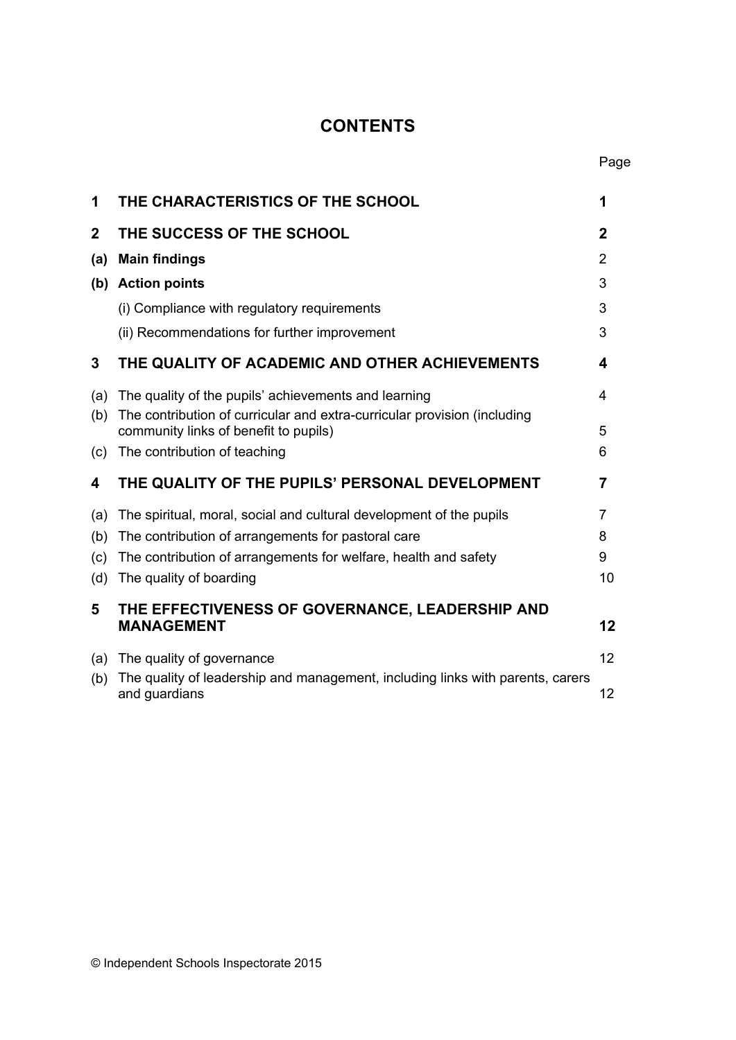# CONTENTS

| | | Page |
|---|---|---|
| **1** | **THE CHARACTERISTICS OF THE SCHOOL** | **1** |
| **2** | **THE SUCCESS OF THE SCHOOL** | **2** |
| **(a)** | **Main findings** | 2 |
| **(b)** | **Action points** | 3 |
| | (i) Compliance with regulatory requirements | 3 |
| | (ii) Recommendations for further improvement | 3 |
| **3** | **THE QUALITY OF ACADEMIC AND OTHER ACHIEVEMENTS** | **4** |
| (a) | The quality of the pupils' achievements and learning | 4 |
| (b) | The contribution of curricular and extra-curricular provision (including community links of benefit to pupils) | 5 |
| (c) | The contribution of teaching | 6 |
| **4** | **THE QUALITY OF THE PUPILS' PERSONAL DEVELOPMENT** | **7** |
| (a) | The spiritual, moral, social and cultural development of the pupils | 7 |
| (b) | The contribution of arrangements for pastoral care | 8 |
| (c) | The contribution of arrangements for welfare, health and safety | 9 |
| (d) | The quality of boarding | 10 |
| **5** | **THE EFFECTIVENESS OF GOVERNANCE, LEADERSHIP AND MANAGEMENT** | **12** |
| (a) | The quality of governance | 12 |
| (b) | The quality of leadership and management, including links with parents, carers and guardians | 12 |

© Independent Schools Inspectorate 2015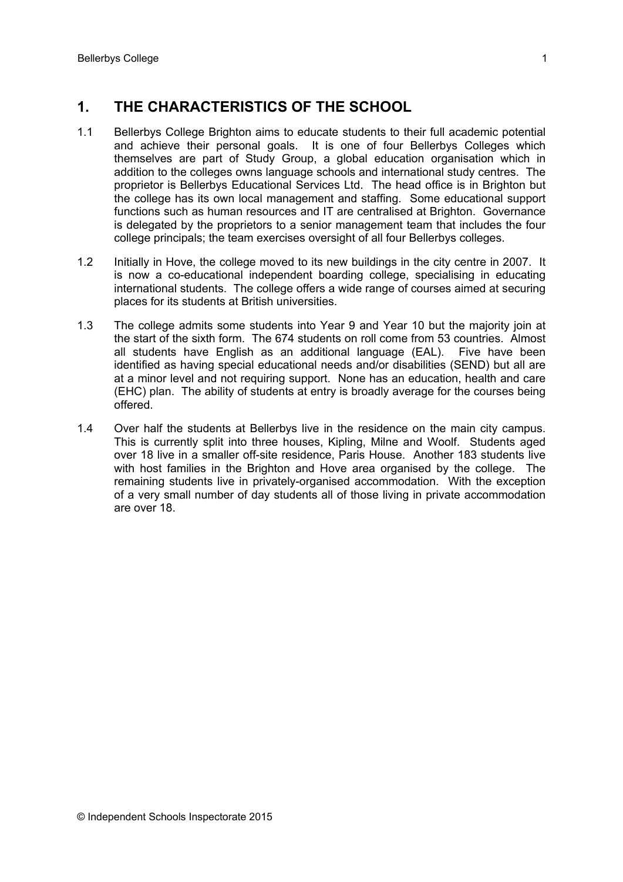## 1. THE CHARACTERISTICS OF THE SCHOOL

1.1 Bellerbys College Brighton aims to educate students to their full academic potential and achieve their personal goals. It is one of four Bellerbys Colleges which themselves are part of Study Group, a global education organisation which in addition to the colleges owns language schools and international study centres. The proprietor is Bellerbys Educational Services Ltd. The head office is in Brighton but the college has its own local management and staffing. Some educational support functions such as human resources and IT are centralised at Brighton. Governance is delegated by the proprietors to a senior management team that includes the four college principals; the team exercises oversight of all four Bellerbys colleges.

1.2 Initially in Hove, the college moved to its new buildings in the city centre in 2007. It is now a co-educational independent boarding college, specialising in educating international students. The college offers a wide range of courses aimed at securing places for its students at British universities.

1.3 The college admits some students into Year 9 and Year 10 but the majority join at the start of the sixth form. The 674 students on roll come from 53 countries. Almost all students have English as an additional language (EAL). Five have been identified as having special educational needs and/or disabilities (SEND) but all are at a minor level and not requiring support. None has an education, health and care (EHC) plan. The ability of students at entry is broadly average for the courses being offered.

1.4 Over half the students at Bellerbys live in the residence on the main city campus. This is currently split into three houses, Kipling, Milne and Woolf. Students aged over 18 live in a smaller off-site residence, Paris House. Another 183 students live with host families in the Brighton and Hove area organised by the college. The remaining students live in privately-organised accommodation. With the exception of a very small number of day students all of those living in private accommodation are over 18.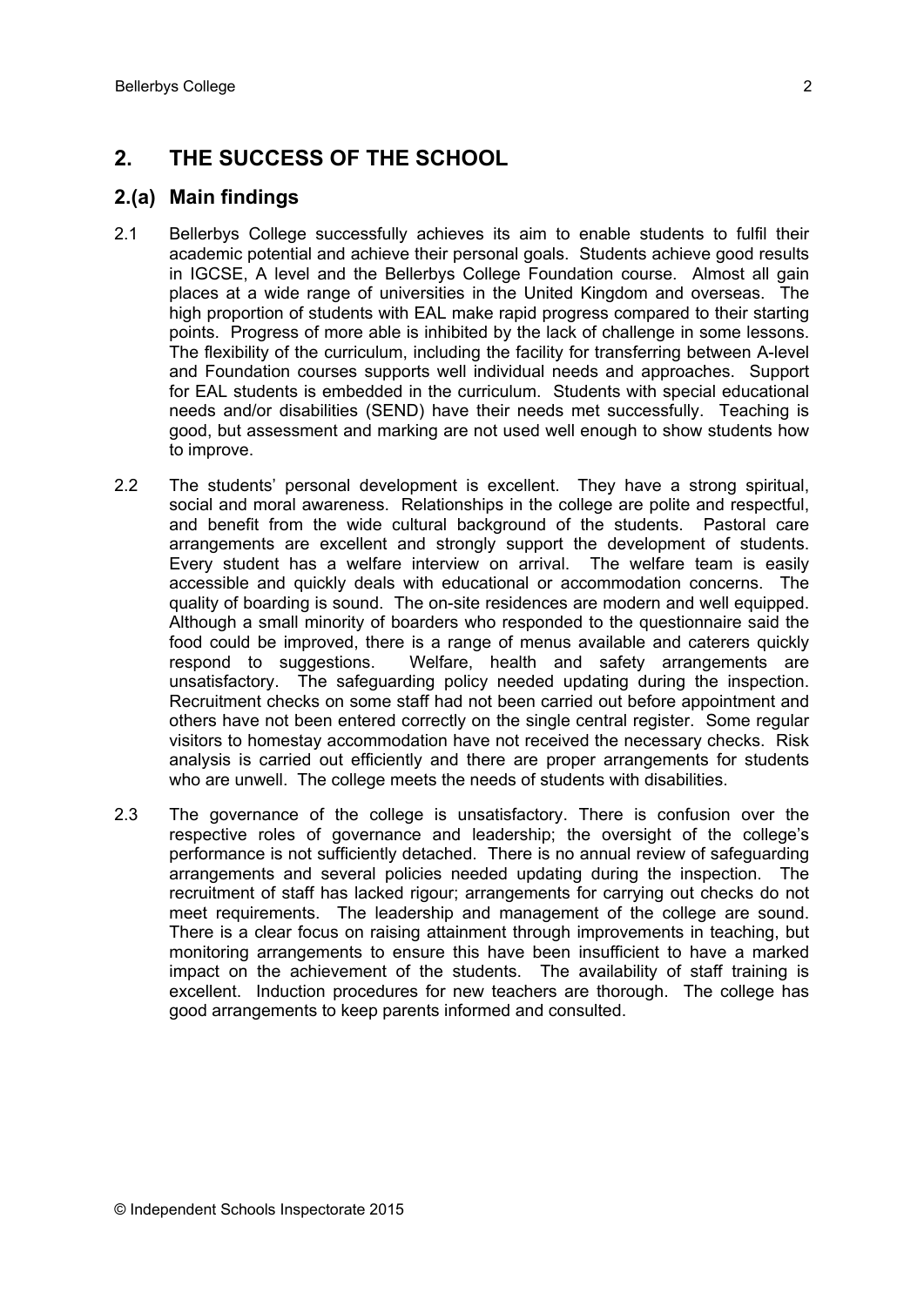## 2. THE SUCCESS OF THE SCHOOL

### 2.(a) Main findings

2.1 Bellerbys College successfully achieves its aim to enable students to fulfil their academic potential and achieve their personal goals. Students achieve good results in IGCSE, A level and the Bellerbys College Foundation course. Almost all gain places at a wide range of universities in the United Kingdom and overseas. The high proportion of students with EAL make rapid progress compared to their starting points. Progress of more able is inhibited by the lack of challenge in some lessons. The flexibility of the curriculum, including the facility for transferring between A-level and Foundation courses supports well individual needs and approaches. Support for EAL students is embedded in the curriculum. Students with special educational needs and/or disabilities (SEND) have their needs met successfully. Teaching is good, but assessment and marking are not used well enough to show students how to improve.

2.2 The students' personal development is excellent. They have a strong spiritual, social and moral awareness. Relationships in the college are polite and respectful, and benefit from the wide cultural background of the students. Pastoral care arrangements are excellent and strongly support the development of students. Every student has a welfare interview on arrival. The welfare team is easily accessible and quickly deals with educational or accommodation concerns. The quality of boarding is sound. The on-site residences are modern and well equipped. Although a small minority of boarders who responded to the questionnaire said the food could be improved, there is a range of menus available and caterers quickly respond to suggestions. Welfare, health and safety arrangements are unsatisfactory. The safeguarding policy needed updating during the inspection. Recruitment checks on some staff had not been carried out before appointment and others have not been entered correctly on the single central register. Some regular visitors to homestay accommodation have not received the necessary checks. Risk analysis is carried out efficiently and there are proper arrangements for students who are unwell. The college meets the needs of students with disabilities.

2.3 The governance of the college is unsatisfactory. There is confusion over the respective roles of governance and leadership; the oversight of the college's performance is not sufficiently detached. There is no annual review of safeguarding arrangements and several policies needed updating during the inspection. The recruitment of staff has lacked rigour; arrangements for carrying out checks do not meet requirements. The leadership and management of the college are sound. There is a clear focus on raising attainment through improvements in teaching, but monitoring arrangements to ensure this have been insufficient to have a marked impact on the achievement of the students. The availability of staff training is excellent. Induction procedures for new teachers are thorough. The college has good arrangements to keep parents informed and consulted.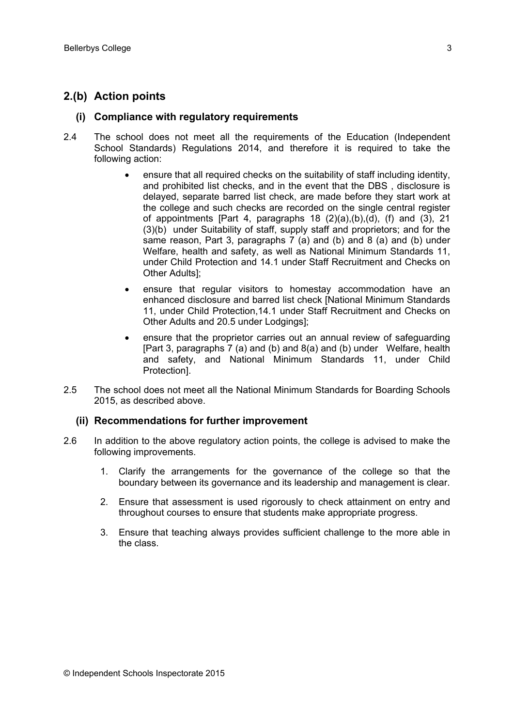## 2.(b) Action points

### (i) Compliance with regulatory requirements

2.4 The school does not meet all the requirements of the Education (Independent School Standards) Regulations 2014, and therefore it is required to take the following action:

- ensure that all required checks on the suitability of staff including identity, and prohibited list checks, and in the event that the DBS , disclosure is delayed, separate barred list check, are made before they start work at the college and such checks are recorded on the single central register of appointments [Part 4, paragraphs 18 (2)(a),(b),(d), (f) and (3), 21 (3)(b) under Suitability of staff, supply staff and proprietors; and for the same reason, Part 3, paragraphs 7 (a) and (b) and 8 (a) and (b) under Welfare, health and safety, as well as National Minimum Standards 11, under Child Protection and 14.1 under Staff Recruitment and Checks on Other Adults];
- ensure that regular visitors to homestay accommodation have an enhanced disclosure and barred list check [National Minimum Standards 11, under Child Protection,14.1 under Staff Recruitment and Checks on Other Adults and 20.5 under Lodgings];
- ensure that the proprietor carries out an annual review of safeguarding [Part 3, paragraphs 7 (a) and (b) and 8(a) and (b) under Welfare, health and safety, and National Minimum Standards 11, under Child Protection].

2.5 The school does not meet all the National Minimum Standards for Boarding Schools 2015, as described above.

### (ii) Recommendations for further improvement

2.6 In addition to the above regulatory action points, the college is advised to make the following improvements.

1. Clarify the arrangements for the governance of the college so that the boundary between its governance and its leadership and management is clear.
2. Ensure that assessment is used rigorously to check attainment on entry and throughout courses to ensure that students make appropriate progress.
3. Ensure that teaching always provides sufficient challenge to the more able in the class.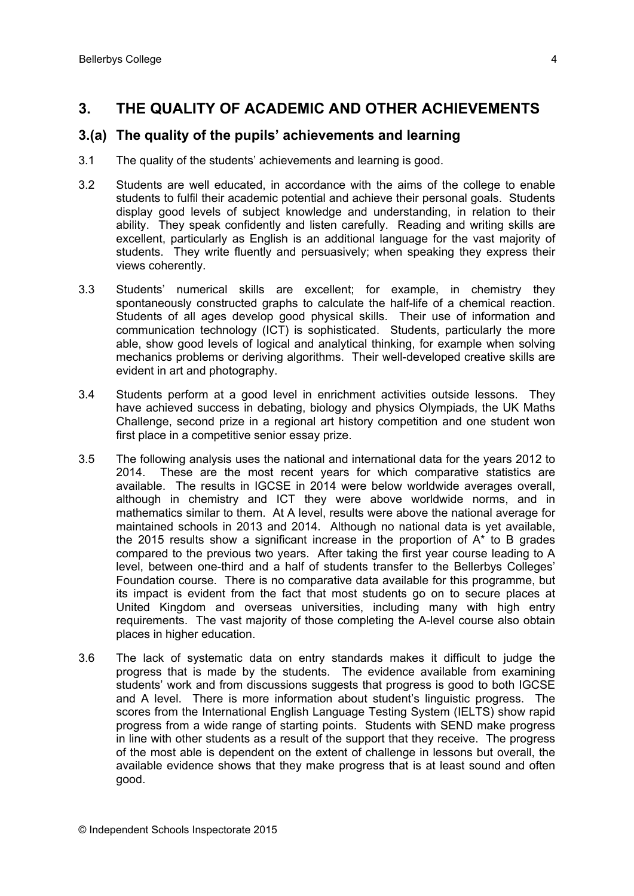## 3. THE QUALITY OF ACADEMIC AND OTHER ACHIEVEMENTS

### 3.(a) The quality of the pupils' achievements and learning

3.1 The quality of the students' achievements and learning is good.

3.2 Students are well educated, in accordance with the aims of the college to enable students to fulfil their academic potential and achieve their personal goals. Students display good levels of subject knowledge and understanding, in relation to their ability. They speak confidently and listen carefully. Reading and writing skills are excellent, particularly as English is an additional language for the vast majority of students. They write fluently and persuasively; when speaking they express their views coherently.

3.3 Students' numerical skills are excellent; for example, in chemistry they spontaneously constructed graphs to calculate the half-life of a chemical reaction. Students of all ages develop good physical skills. Their use of information and communication technology (ICT) is sophisticated. Students, particularly the more able, show good levels of logical and analytical thinking, for example when solving mechanics problems or deriving algorithms. Their well-developed creative skills are evident in art and photography.

3.4 Students perform at a good level in enrichment activities outside lessons. They have achieved success in debating, biology and physics Olympiads, the UK Maths Challenge, second prize in a regional art history competition and one student won first place in a competitive senior essay prize.

3.5 The following analysis uses the national and international data for the years 2012 to 2014. These are the most recent years for which comparative statistics are available. The results in IGCSE in 2014 were below worldwide averages overall, although in chemistry and ICT they were above worldwide norms, and in mathematics similar to them. At A level, results were above the national average for maintained schools in 2013 and 2014. Although no national data is yet available, the 2015 results show a significant increase in the proportion of A* to B grades compared to the previous two years. After taking the first year course leading to A level, between one-third and a half of students transfer to the Bellerbys Colleges' Foundation course. There is no comparative data available for this programme, but its impact is evident from the fact that most students go on to secure places at United Kingdom and overseas universities, including many with high entry requirements. The vast majority of those completing the A-level course also obtain places in higher education.

3.6 The lack of systematic data on entry standards makes it difficult to judge the progress that is made by the students. The evidence available from examining students' work and from discussions suggests that progress is good to both IGCSE and A level. There is more information about student's linguistic progress. The scores from the International English Language Testing System (IELTS) show rapid progress from a wide range of starting points. Students with SEND make progress in line with other students as a result of the support that they receive. The progress of the most able is dependent on the extent of challenge in lessons but overall, the available evidence shows that they make progress that is at least sound and often good.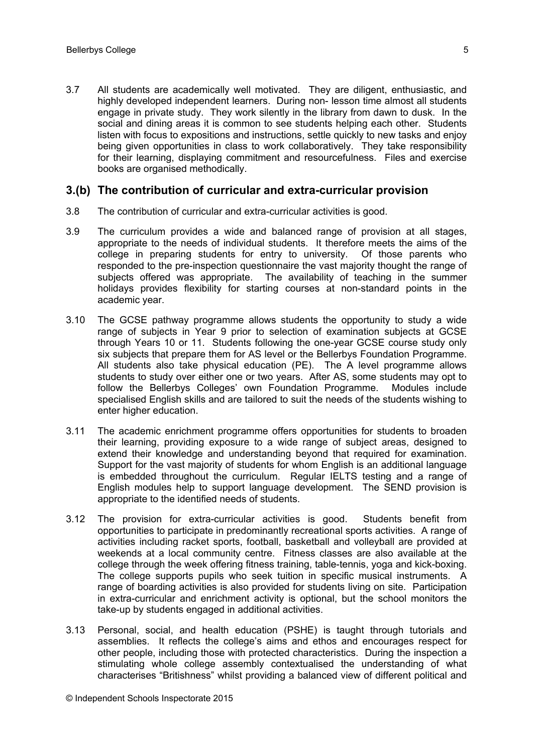3.7 All students are academically well motivated. They are diligent, enthusiastic, and highly developed independent learners. During non- lesson time almost all students engage in private study. They work silently in the library from dawn to dusk. In the social and dining areas it is common to see students helping each other. Students listen with focus to expositions and instructions, settle quickly to new tasks and enjoy being given opportunities in class to work collaboratively. They take responsibility for their learning, displaying commitment and resourcefulness. Files and exercise books are organised methodically.

## 3.(b) The contribution of curricular and extra-curricular provision

3.8 The contribution of curricular and extra-curricular activities is good.

3.9 The curriculum provides a wide and balanced range of provision at all stages, appropriate to the needs of individual students. It therefore meets the aims of the college in preparing students for entry to university. Of those parents who responded to the pre-inspection questionnaire the vast majority thought the range of subjects offered was appropriate. The availability of teaching in the summer holidays provides flexibility for starting courses at non-standard points in the academic year.

3.10 The GCSE pathway programme allows students the opportunity to study a wide range of subjects in Year 9 prior to selection of examination subjects at GCSE through Years 10 or 11. Students following the one-year GCSE course study only six subjects that prepare them for AS level or the Bellerbys Foundation Programme. All students also take physical education (PE). The A level programme allows students to study over either one or two years. After AS, some students may opt to follow the Bellerbys Colleges' own Foundation Programme. Modules include specialised English skills and are tailored to suit the needs of the students wishing to enter higher education.

3.11 The academic enrichment programme offers opportunities for students to broaden their learning, providing exposure to a wide range of subject areas, designed to extend their knowledge and understanding beyond that required for examination. Support for the vast majority of students for whom English is an additional language is embedded throughout the curriculum. Regular IELTS testing and a range of English modules help to support language development. The SEND provision is appropriate to the identified needs of students.

3.12 The provision for extra-curricular activities is good. Students benefit from opportunities to participate in predominantly recreational sports activities. A range of activities including racket sports, football, basketball and volleyball are provided at weekends at a local community centre. Fitness classes are also available at the college through the week offering fitness training, table-tennis, yoga and kick-boxing. The college supports pupils who seek tuition in specific musical instruments. A range of boarding activities is also provided for students living on site. Participation in extra-curricular and enrichment activity is optional, but the school monitors the take-up by students engaged in additional activities.

3.13 Personal, social, and health education (PSHE) is taught through tutorials and assemblies. It reflects the college's aims and ethos and encourages respect for other people, including those with protected characteristics. During the inspection a stimulating whole college assembly contextualised the understanding of what characterises "Britishness" whilst providing a balanced view of different political and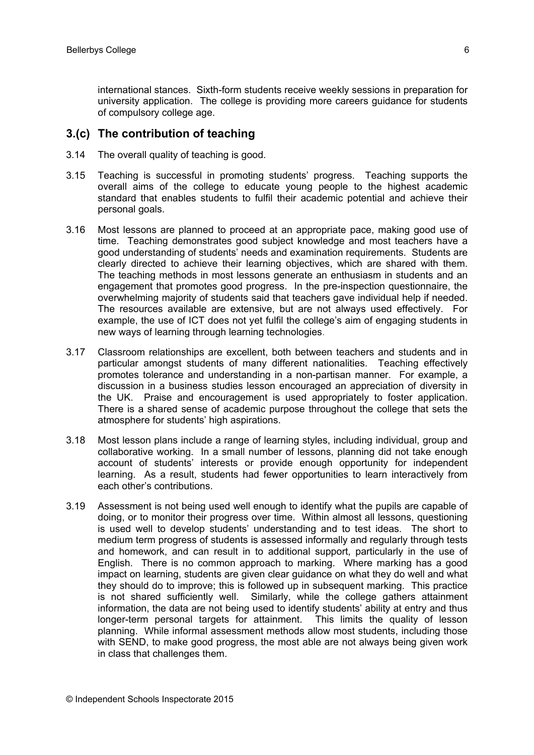international stances. Sixth-form students receive weekly sessions in preparation for university application. The college is providing more careers guidance for students of compulsory college age.

## 3.(c) The contribution of teaching

3.14 The overall quality of teaching is good.

3.15 Teaching is successful in promoting students' progress. Teaching supports the overall aims of the college to educate young people to the highest academic standard that enables students to fulfil their academic potential and achieve their personal goals.

3.16 Most lessons are planned to proceed at an appropriate pace, making good use of time. Teaching demonstrates good subject knowledge and most teachers have a good understanding of students' needs and examination requirements. Students are clearly directed to achieve their learning objectives, which are shared with them. The teaching methods in most lessons generate an enthusiasm in students and an engagement that promotes good progress. In the pre-inspection questionnaire, the overwhelming majority of students said that teachers gave individual help if needed. The resources available are extensive, but are not always used effectively. For example, the use of ICT does not yet fulfil the college's aim of engaging students in new ways of learning through learning technologies.

3.17 Classroom relationships are excellent, both between teachers and students and in particular amongst students of many different nationalities. Teaching effectively promotes tolerance and understanding in a non-partisan manner. For example, a discussion in a business studies lesson encouraged an appreciation of diversity in the UK. Praise and encouragement is used appropriately to foster application. There is a shared sense of academic purpose throughout the college that sets the atmosphere for students' high aspirations.

3.18 Most lesson plans include a range of learning styles, including individual, group and collaborative working. In a small number of lessons, planning did not take enough account of students' interests or provide enough opportunity for independent learning. As a result, students had fewer opportunities to learn interactively from each other's contributions.

3.19 Assessment is not being used well enough to identify what the pupils are capable of doing, or to monitor their progress over time. Within almost all lessons, questioning is used well to develop students' understanding and to test ideas. The short to medium term progress of students is assessed informally and regularly through tests and homework, and can result in to additional support, particularly in the use of English. There is no common approach to marking. Where marking has a good impact on learning, students are given clear guidance on what they do well and what they should do to improve; this is followed up in subsequent marking. This practice is not shared sufficiently well. Similarly, while the college gathers attainment information, the data are not being used to identify students' ability at entry and thus longer-term personal targets for attainment. This limits the quality of lesson planning. While informal assessment methods allow most students, including those with SEND, to make good progress, the most able are not always being given work in class that challenges them.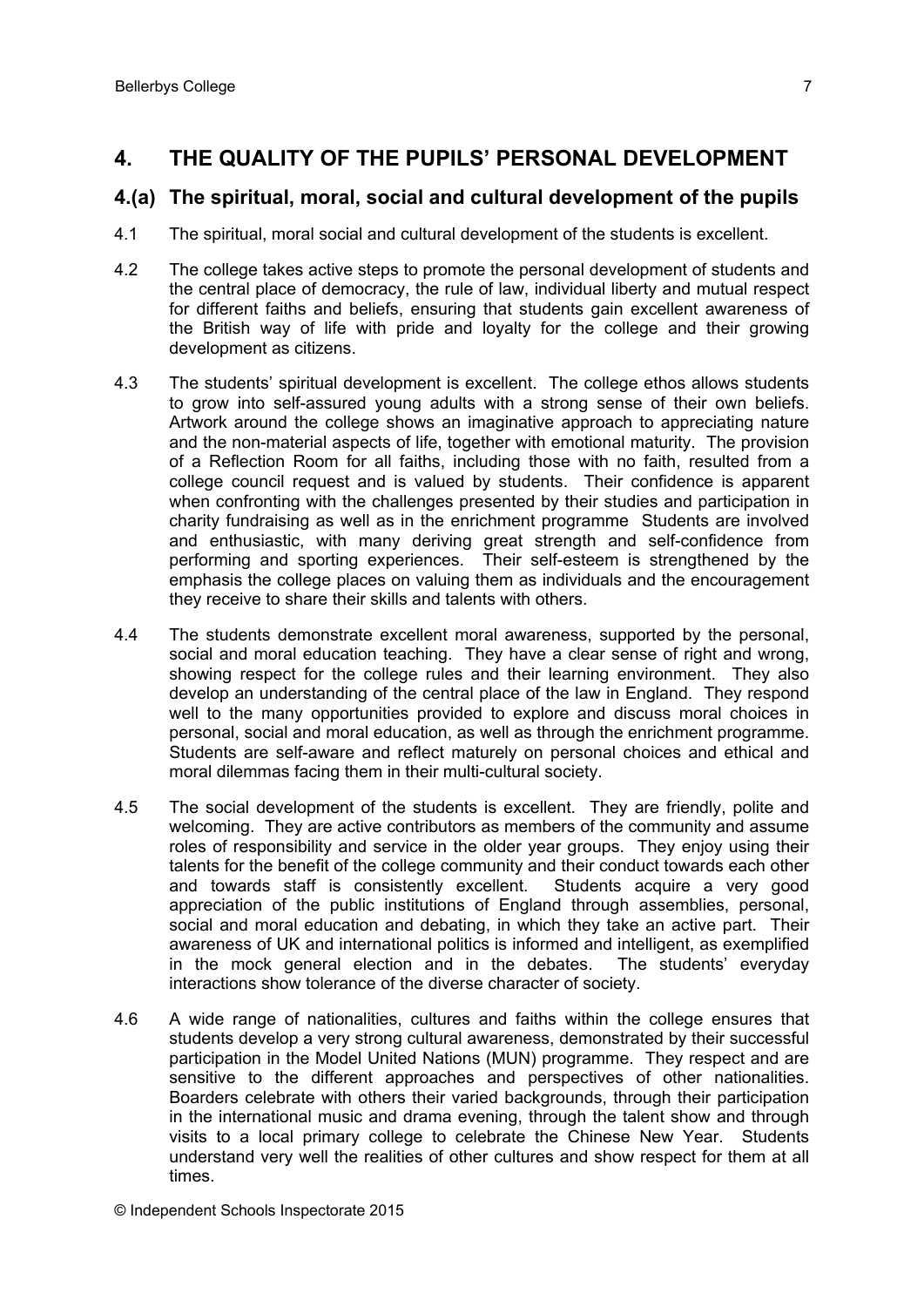## 4. THE QUALITY OF THE PUPILS' PERSONAL DEVELOPMENT

### 4.(a) The spiritual, moral, social and cultural development of the pupils

4.1 The spiritual, moral social and cultural development of the students is excellent.

4.2 The college takes active steps to promote the personal development of students and the central place of democracy, the rule of law, individual liberty and mutual respect for different faiths and beliefs, ensuring that students gain excellent awareness of the British way of life with pride and loyalty for the college and their growing development as citizens.

4.3 The students' spiritual development is excellent. The college ethos allows students to grow into self-assured young adults with a strong sense of their own beliefs. Artwork around the college shows an imaginative approach to appreciating nature and the non-material aspects of life, together with emotional maturity. The provision of a Reflection Room for all faiths, including those with no faith, resulted from a college council request and is valued by students. Their confidence is apparent when confronting with the challenges presented by their studies and participation in charity fundraising as well as in the enrichment programme Students are involved and enthusiastic, with many deriving great strength and self-confidence from performing and sporting experiences. Their self-esteem is strengthened by the emphasis the college places on valuing them as individuals and the encouragement they receive to share their skills and talents with others.

4.4 The students demonstrate excellent moral awareness, supported by the personal, social and moral education teaching. They have a clear sense of right and wrong, showing respect for the college rules and their learning environment. They also develop an understanding of the central place of the law in England. They respond well to the many opportunities provided to explore and discuss moral choices in personal, social and moral education, as well as through the enrichment programme. Students are self-aware and reflect maturely on personal choices and ethical and moral dilemmas facing them in their multi-cultural society.

4.5 The social development of the students is excellent. They are friendly, polite and welcoming. They are active contributors as members of the community and assume roles of responsibility and service in the older year groups. They enjoy using their talents for the benefit of the college community and their conduct towards each other and towards staff is consistently excellent. Students acquire a very good appreciation of the public institutions of England through assemblies, personal, social and moral education and debating, in which they take an active part. Their awareness of UK and international politics is informed and intelligent, as exemplified in the mock general election and in the debates. The students' everyday interactions show tolerance of the diverse character of society.

4.6 A wide range of nationalities, cultures and faiths within the college ensures that students develop a very strong cultural awareness, demonstrated by their successful participation in the Model United Nations (MUN) programme. They respect and are sensitive to the different approaches and perspectives of other nationalities. Boarders celebrate with others their varied backgrounds, through their participation in the international music and drama evening, through the talent show and through visits to a local primary college to celebrate the Chinese New Year. Students understand very well the realities of other cultures and show respect for them at all times.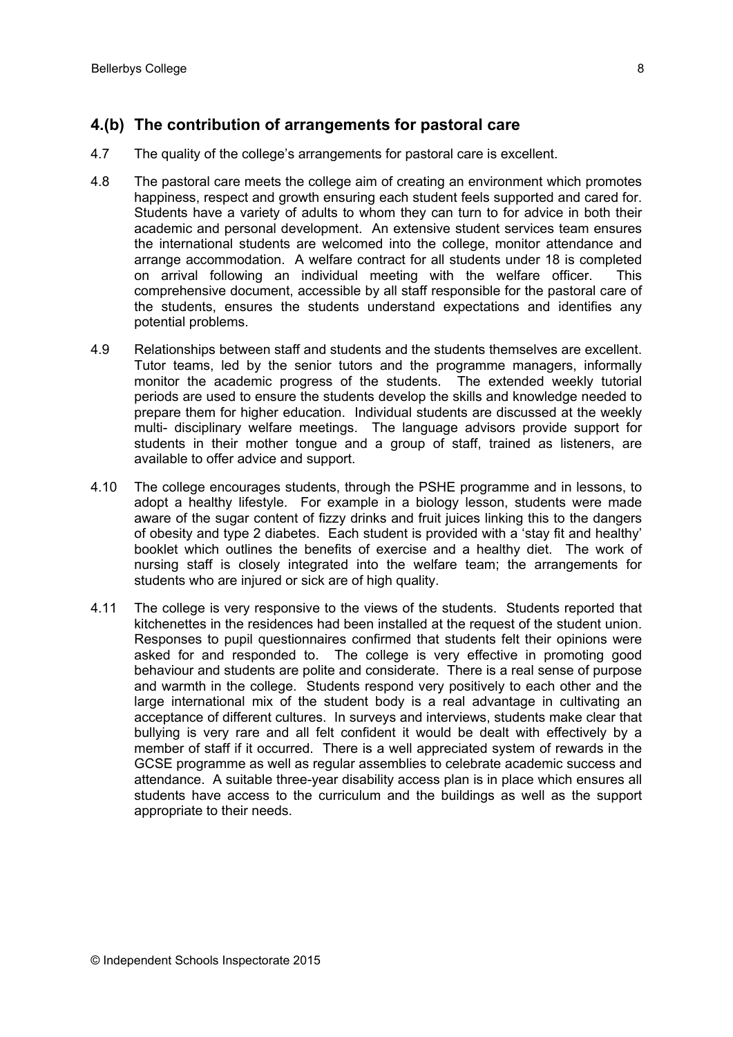## 4.(b) The contribution of arrangements for pastoral care

4.7 The quality of the college's arrangements for pastoral care is excellent.

4.8 The pastoral care meets the college aim of creating an environment which promotes happiness, respect and growth ensuring each student feels supported and cared for. Students have a variety of adults to whom they can turn to for advice in both their academic and personal development. An extensive student services team ensures the international students are welcomed into the college, monitor attendance and arrange accommodation. A welfare contract for all students under 18 is completed on arrival following an individual meeting with the welfare officer. This comprehensive document, accessible by all staff responsible for the pastoral care of the students, ensures the students understand expectations and identifies any potential problems.

4.9 Relationships between staff and students and the students themselves are excellent. Tutor teams, led by the senior tutors and the programme managers, informally monitor the academic progress of the students. The extended weekly tutorial periods are used to ensure the students develop the skills and knowledge needed to prepare them for higher education. Individual students are discussed at the weekly multi- disciplinary welfare meetings. The language advisors provide support for students in their mother tongue and a group of staff, trained as listeners, are available to offer advice and support.

4.10 The college encourages students, through the PSHE programme and in lessons, to adopt a healthy lifestyle. For example in a biology lesson, students were made aware of the sugar content of fizzy drinks and fruit juices linking this to the dangers of obesity and type 2 diabetes. Each student is provided with a 'stay fit and healthy' booklet which outlines the benefits of exercise and a healthy diet. The work of nursing staff is closely integrated into the welfare team; the arrangements for students who are injured or sick are of high quality.

4.11 The college is very responsive to the views of the students. Students reported that kitchenettes in the residences had been installed at the request of the student union. Responses to pupil questionnaires confirmed that students felt their opinions were asked for and responded to. The college is very effective in promoting good behaviour and students are polite and considerate. There is a real sense of purpose and warmth in the college. Students respond very positively to each other and the large international mix of the student body is a real advantage in cultivating an acceptance of different cultures. In surveys and interviews, students make clear that bullying is very rare and all felt confident it would be dealt with effectively by a member of staff if it occurred. There is a well appreciated system of rewards in the GCSE programme as well as regular assemblies to celebrate academic success and attendance. A suitable three-year disability access plan is in place which ensures all students have access to the curriculum and the buildings as well as the support appropriate to their needs.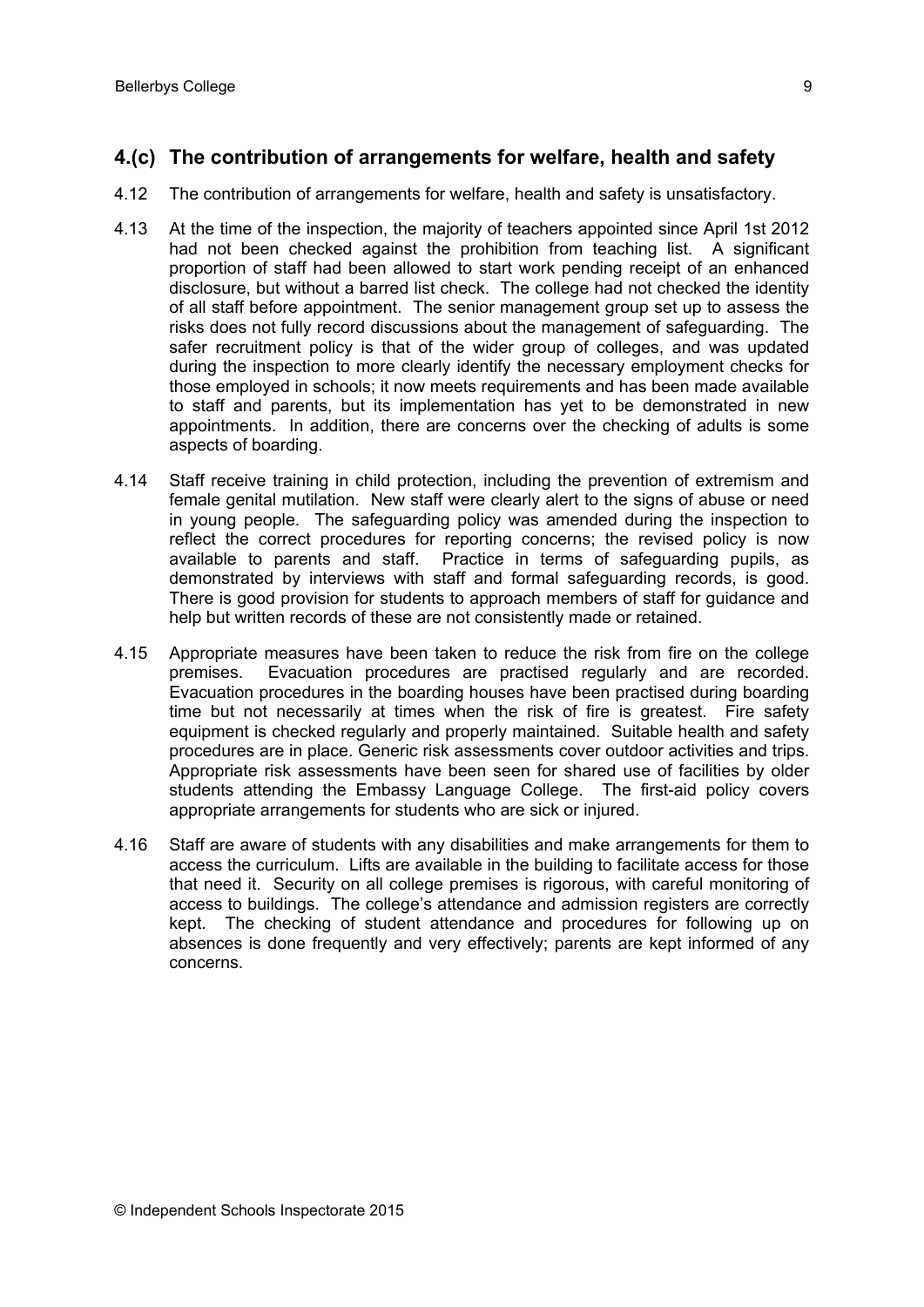## 4.(c) The contribution of arrangements for welfare, health and safety

4.12 The contribution of arrangements for welfare, health and safety is unsatisfactory.

4.13 At the time of the inspection, the majority of teachers appointed since April 1st 2012 had not been checked against the prohibition from teaching list. A significant proportion of staff had been allowed to start work pending receipt of an enhanced disclosure, but without a barred list check. The college had not checked the identity of all staff before appointment. The senior management group set up to assess the risks does not fully record discussions about the management of safeguarding. The safer recruitment policy is that of the wider group of colleges, and was updated during the inspection to more clearly identify the necessary employment checks for those employed in schools; it now meets requirements and has been made available to staff and parents, but its implementation has yet to be demonstrated in new appointments. In addition, there are concerns over the checking of adults is some aspects of boarding.

4.14 Staff receive training in child protection, including the prevention of extremism and female genital mutilation. New staff were clearly alert to the signs of abuse or need in young people. The safeguarding policy was amended during the inspection to reflect the correct procedures for reporting concerns; the revised policy is now available to parents and staff. Practice in terms of safeguarding pupils, as demonstrated by interviews with staff and formal safeguarding records, is good. There is good provision for students to approach members of staff for guidance and help but written records of these are not consistently made or retained.

4.15 Appropriate measures have been taken to reduce the risk from fire on the college premises. Evacuation procedures are practised regularly and are recorded. Evacuation procedures in the boarding houses have been practised during boarding time but not necessarily at times when the risk of fire is greatest. Fire safety equipment is checked regularly and properly maintained. Suitable health and safety procedures are in place. Generic risk assessments cover outdoor activities and trips. Appropriate risk assessments have been seen for shared use of facilities by older students attending the Embassy Language College. The first-aid policy covers appropriate arrangements for students who are sick or injured.

4.16 Staff are aware of students with any disabilities and make arrangements for them to access the curriculum. Lifts are available in the building to facilitate access for those that need it. Security on all college premises is rigorous, with careful monitoring of access to buildings. The college's attendance and admission registers are correctly kept. The checking of student attendance and procedures for following up on absences is done frequently and very effectively; parents are kept informed of any concerns.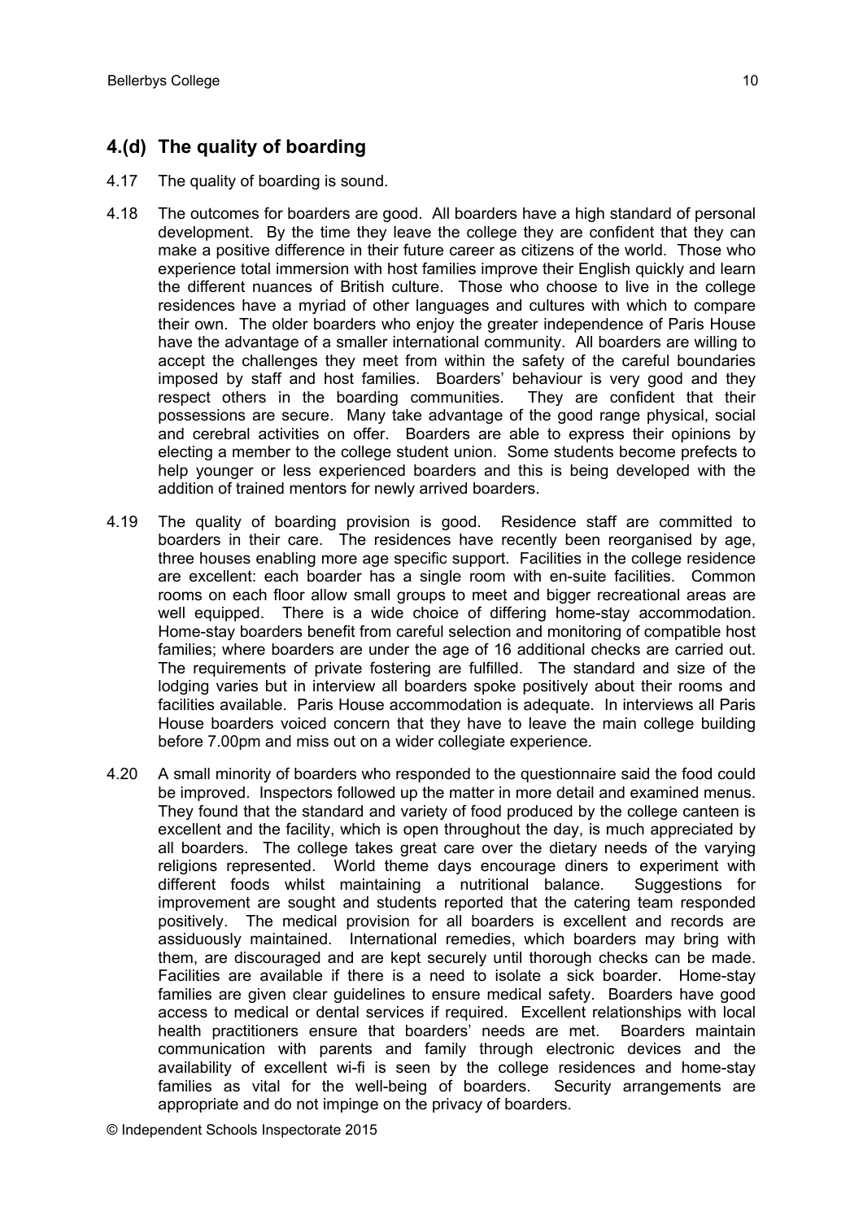## 4.(d) The quality of boarding

4.17 The quality of boarding is sound.

4.18 The outcomes for boarders are good. All boarders have a high standard of personal development. By the time they leave the college they are confident that they can make a positive difference in their future career as citizens of the world. Those who experience total immersion with host families improve their English quickly and learn the different nuances of British culture. Those who choose to live in the college residences have a myriad of other languages and cultures with which to compare their own. The older boarders who enjoy the greater independence of Paris House have the advantage of a smaller international community. All boarders are willing to accept the challenges they meet from within the safety of the careful boundaries imposed by staff and host families. Boarders' behaviour is very good and they respect others in the boarding communities. They are confident that their possessions are secure. Many take advantage of the good range physical, social and cerebral activities on offer. Boarders are able to express their opinions by electing a member to the college student union. Some students become prefects to help younger or less experienced boarders and this is being developed with the addition of trained mentors for newly arrived boarders.

4.19 The quality of boarding provision is good. Residence staff are committed to boarders in their care. The residences have recently been reorganised by age, three houses enabling more age specific support. Facilities in the college residence are excellent: each boarder has a single room with en-suite facilities. Common rooms on each floor allow small groups to meet and bigger recreational areas are well equipped. There is a wide choice of differing home-stay accommodation. Home-stay boarders benefit from careful selection and monitoring of compatible host families; where boarders are under the age of 16 additional checks are carried out. The requirements of private fostering are fulfilled. The standard and size of the lodging varies but in interview all boarders spoke positively about their rooms and facilities available. Paris House accommodation is adequate. In interviews all Paris House boarders voiced concern that they have to leave the main college building before 7.00pm and miss out on a wider collegiate experience.

4.20 A small minority of boarders who responded to the questionnaire said the food could be improved. Inspectors followed up the matter in more detail and examined menus. They found that the standard and variety of food produced by the college canteen is excellent and the facility, which is open throughout the day, is much appreciated by all boarders. The college takes great care over the dietary needs of the varying religions represented. World theme days encourage diners to experiment with different foods whilst maintaining a nutritional balance. Suggestions for improvement are sought and students reported that the catering team responded positively. The medical provision for all boarders is excellent and records are assiduously maintained. International remedies, which boarders may bring with them, are discouraged and are kept securely until thorough checks can be made. Facilities are available if there is a need to isolate a sick boarder. Home-stay families are given clear guidelines to ensure medical safety. Boarders have good access to medical or dental services if required. Excellent relationships with local health practitioners ensure that boarders' needs are met. Boarders maintain communication with parents and family through electronic devices and the availability of excellent wi-fi is seen by the college residences and home-stay families as vital for the well-being of boarders. Security arrangements are appropriate and do not impinge on the privacy of boarders.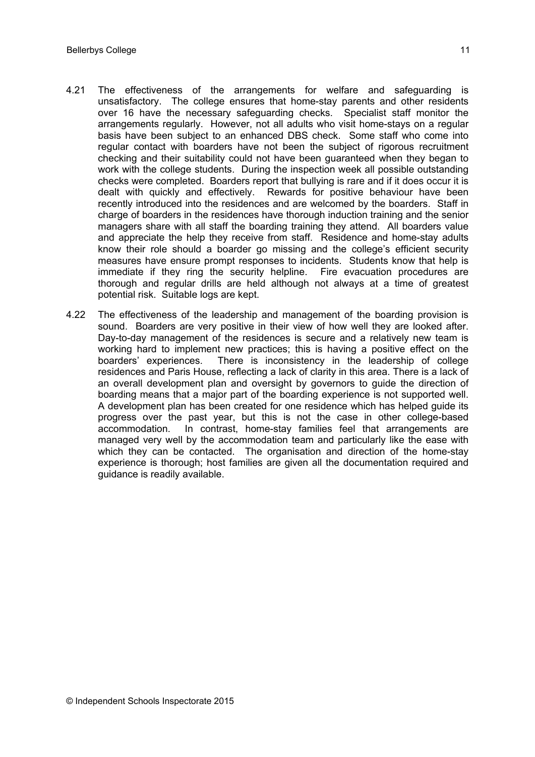4.21 The effectiveness of the arrangements for welfare and safeguarding is unsatisfactory. The college ensures that home-stay parents and other residents over 16 have the necessary safeguarding checks. Specialist staff monitor the arrangements regularly. However, not all adults who visit home-stays on a regular basis have been subject to an enhanced DBS check. Some staff who come into regular contact with boarders have not been the subject of rigorous recruitment checking and their suitability could not have been guaranteed when they began to work with the college students. During the inspection week all possible outstanding checks were completed. Boarders report that bullying is rare and if it does occur it is dealt with quickly and effectively. Rewards for positive behaviour have been recently introduced into the residences and are welcomed by the boarders. Staff in charge of boarders in the residences have thorough induction training and the senior managers share with all staff the boarding training they attend. All boarders value and appreciate the help they receive from staff. Residence and home-stay adults know their role should a boarder go missing and the college's efficient security measures have ensure prompt responses to incidents. Students know that help is immediate if they ring the security helpline. Fire evacuation procedures are thorough and regular drills are held although not always at a time of greatest potential risk. Suitable logs are kept.

4.22 The effectiveness of the leadership and management of the boarding provision is sound. Boarders are very positive in their view of how well they are looked after. Day-to-day management of the residences is secure and a relatively new team is working hard to implement new practices; this is having a positive effect on the boarders' experiences. There is inconsistency in the leadership of college residences and Paris House, reflecting a lack of clarity in this area. There is a lack of an overall development plan and oversight by governors to guide the direction of boarding means that a major part of the boarding experience is not supported well. A development plan has been created for one residence which has helped guide its progress over the past year, but this is not the case in other college-based accommodation. In contrast, home-stay families feel that arrangements are managed very well by the accommodation team and particularly like the ease with which they can be contacted. The organisation and direction of the home-stay experience is thorough; host families are given all the documentation required and guidance is readily available.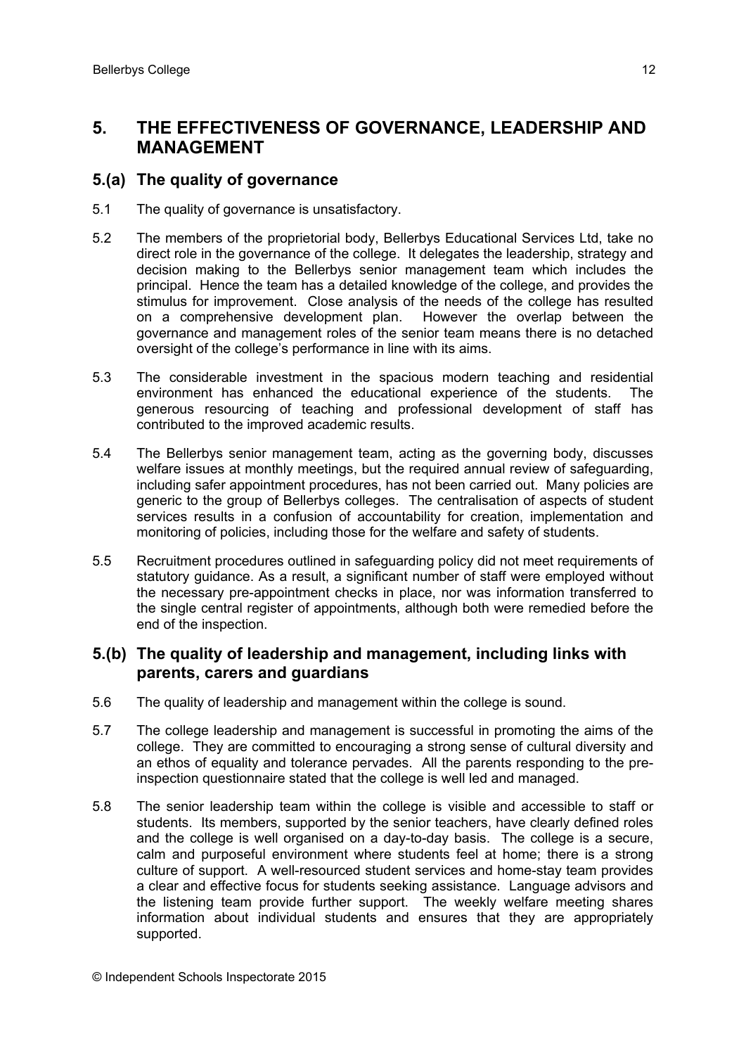## 5. THE EFFECTIVENESS OF GOVERNANCE, LEADERSHIP AND MANAGEMENT

### 5.(a) The quality of governance

5.1 The quality of governance is unsatisfactory.

5.2 The members of the proprietorial body, Bellerbys Educational Services Ltd, take no direct role in the governance of the college. It delegates the leadership, strategy and decision making to the Bellerbys senior management team which includes the principal. Hence the team has a detailed knowledge of the college, and provides the stimulus for improvement. Close analysis of the needs of the college has resulted on a comprehensive development plan. However the overlap between the governance and management roles of the senior team means there is no detached oversight of the college's performance in line with its aims.

5.3 The considerable investment in the spacious modern teaching and residential environment has enhanced the educational experience of the students. The generous resourcing of teaching and professional development of staff has contributed to the improved academic results.

5.4 The Bellerbys senior management team, acting as the governing body, discusses welfare issues at monthly meetings, but the required annual review of safeguarding, including safer appointment procedures, has not been carried out. Many policies are generic to the group of Bellerbys colleges. The centralisation of aspects of student services results in a confusion of accountability for creation, implementation and monitoring of policies, including those for the welfare and safety of students.

5.5 Recruitment procedures outlined in safeguarding policy did not meet requirements of statutory guidance. As a result, a significant number of staff were employed without the necessary pre-appointment checks in place, nor was information transferred to the single central register of appointments, although both were remedied before the end of the inspection.

### 5.(b) The quality of leadership and management, including links with parents, carers and guardians

5.6 The quality of leadership and management within the college is sound.

5.7 The college leadership and management is successful in promoting the aims of the college. They are committed to encouraging a strong sense of cultural diversity and an ethos of equality and tolerance pervades. All the parents responding to the pre-inspection questionnaire stated that the college is well led and managed.

5.8 The senior leadership team within the college is visible and accessible to staff or students. Its members, supported by the senior teachers, have clearly defined roles and the college is well organised on a day-to-day basis. The college is a secure, calm and purposeful environment where students feel at home; there is a strong culture of support. A well-resourced student services and home-stay team provides a clear and effective focus for students seeking assistance. Language advisors and the listening team provide further support. The weekly welfare meeting shares information about individual students and ensures that they are appropriately supported.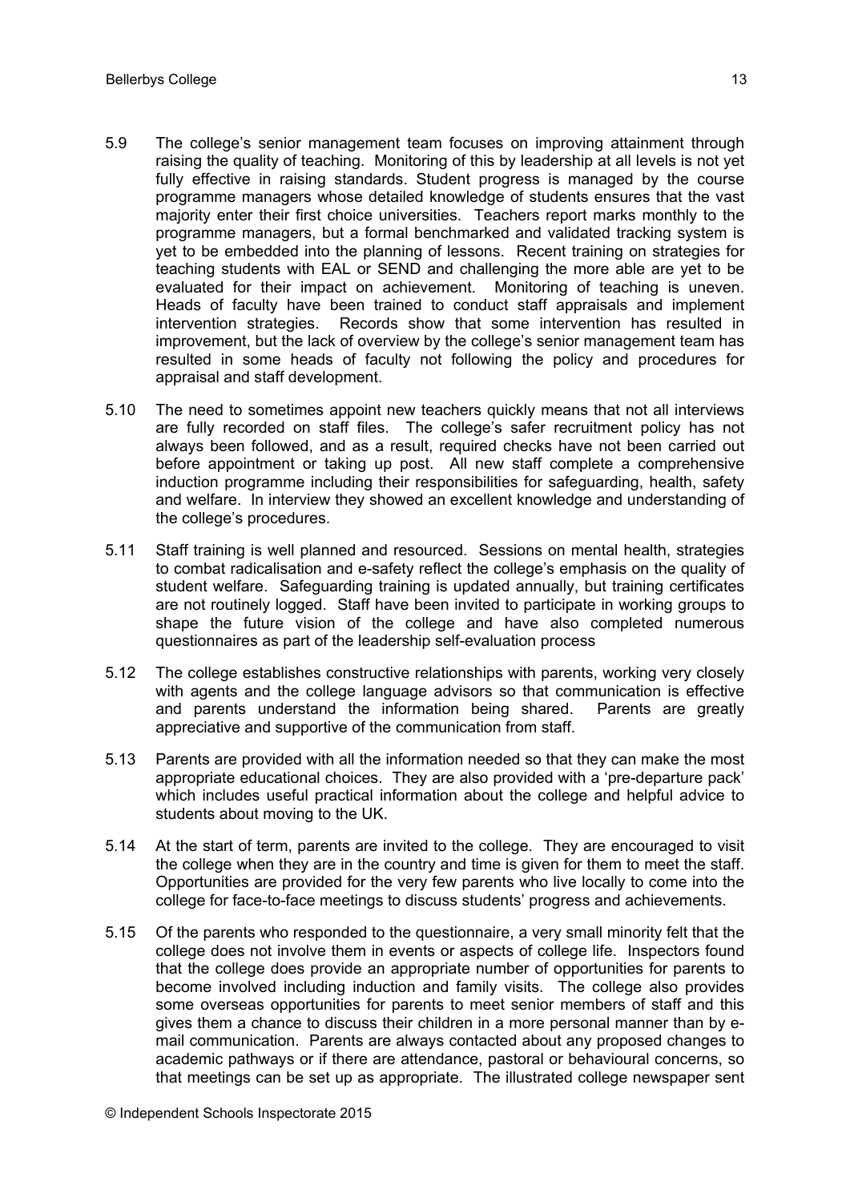5.9 The college's senior management team focuses on improving attainment through raising the quality of teaching. Monitoring of this by leadership at all levels is not yet fully effective in raising standards. Student progress is managed by the course programme managers whose detailed knowledge of students ensures that the vast majority enter their first choice universities. Teachers report marks monthly to the programme managers, but a formal benchmarked and validated tracking system is yet to be embedded into the planning of lessons. Recent training on strategies for teaching students with EAL or SEND and challenging the more able are yet to be evaluated for their impact on achievement. Monitoring of teaching is uneven. Heads of faculty have been trained to conduct staff appraisals and implement intervention strategies. Records show that some intervention has resulted in improvement, but the lack of overview by the college's senior management team has resulted in some heads of faculty not following the policy and procedures for appraisal and staff development.

5.10 The need to sometimes appoint new teachers quickly means that not all interviews are fully recorded on staff files. The college's safer recruitment policy has not always been followed, and as a result, required checks have not been carried out before appointment or taking up post. All new staff complete a comprehensive induction programme including their responsibilities for safeguarding, health, safety and welfare. In interview they showed an excellent knowledge and understanding of the college's procedures.

5.11 Staff training is well planned and resourced. Sessions on mental health, strategies to combat radicalisation and e-safety reflect the college's emphasis on the quality of student welfare. Safeguarding training is updated annually, but training certificates are not routinely logged. Staff have been invited to participate in working groups to shape the future vision of the college and have also completed numerous questionnaires as part of the leadership self-evaluation process

5.12 The college establishes constructive relationships with parents, working very closely with agents and the college language advisors so that communication is effective and parents understand the information being shared. Parents are greatly appreciative and supportive of the communication from staff.

5.13 Parents are provided with all the information needed so that they can make the most appropriate educational choices. They are also provided with a 'pre-departure pack' which includes useful practical information about the college and helpful advice to students about moving to the UK.

5.14 At the start of term, parents are invited to the college. They are encouraged to visit the college when they are in the country and time is given for them to meet the staff. Opportunities are provided for the very few parents who live locally to come into the college for face-to-face meetings to discuss students' progress and achievements.

5.15 Of the parents who responded to the questionnaire, a very small minority felt that the college does not involve them in events or aspects of college life. Inspectors found that the college does provide an appropriate number of opportunities for parents to become involved including induction and family visits. The college also provides some overseas opportunities for parents to meet senior members of staff and this gives them a chance to discuss their children in a more personal manner than by e-mail communication. Parents are always contacted about any proposed changes to academic pathways or if there are attendance, pastoral or behavioural concerns, so that meetings can be set up as appropriate. The illustrated college newspaper sent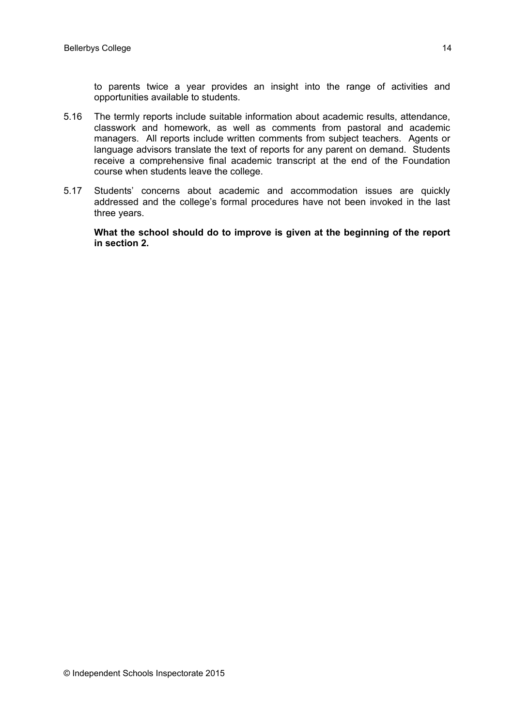to parents twice a year provides an insight into the range of activities and opportunities available to students.

5.16 The termly reports include suitable information about academic results, attendance, classwork and homework, as well as comments from pastoral and academic managers. All reports include written comments from subject teachers. Agents or language advisors translate the text of reports for any parent on demand. Students receive a comprehensive final academic transcript at the end of the Foundation course when students leave the college.

5.17 Students' concerns about academic and accommodation issues are quickly addressed and the college's formal procedures have not been invoked in the last three years.

**What the school should do to improve is given at the beginning of the report in section 2.**